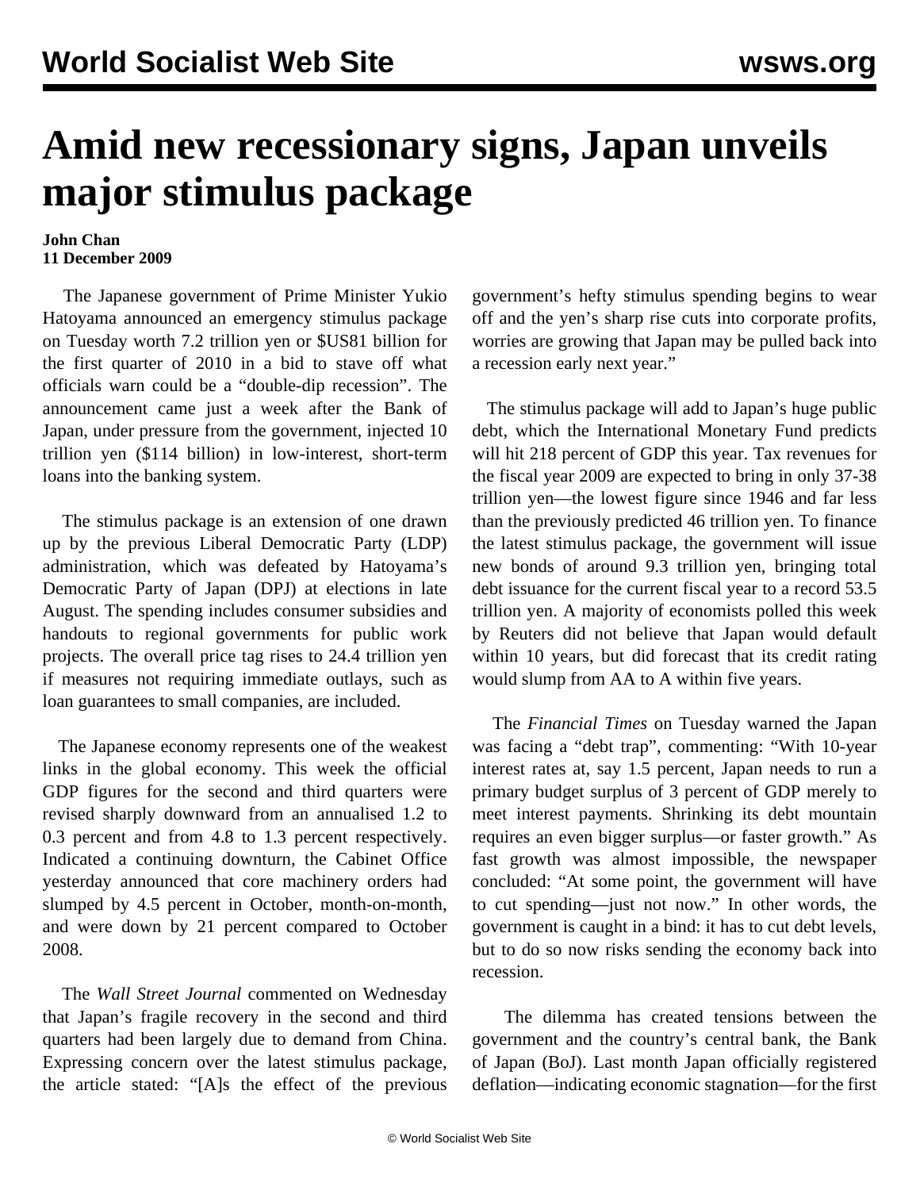# Amid new recessionary signs, Japan unveils major stimulus package

**John Chan**
**11 December 2009**

The Japanese government of Prime Minister Yukio Hatoyama announced an emergency stimulus package on Tuesday worth 7.2 trillion yen or $US81 billion for the first quarter of 2010 in a bid to stave off what officials warn could be a "double-dip recession". The announcement came just a week after the Bank of Japan, under pressure from the government, injected 10 trillion yen ($114 billion) in low-interest, short-term loans into the banking system.

The stimulus package is an extension of one drawn up by the previous Liberal Democratic Party (LDP) administration, which was defeated by Hatoyama's Democratic Party of Japan (DPJ) at elections in late August. The spending includes consumer subsidies and handouts to regional governments for public work projects. The overall price tag rises to 24.4 trillion yen if measures not requiring immediate outlays, such as loan guarantees to small companies, are included.

The Japanese economy represents one of the weakest links in the global economy. This week the official GDP figures for the second and third quarters were revised sharply downward from an annualised 1.2 to 0.3 percent and from 4.8 to 1.3 percent respectively. Indicated a continuing downturn, the Cabinet Office yesterday announced that core machinery orders had slumped by 4.5 percent in October, month-on-month, and were down by 21 percent compared to October 2008.

The *Wall Street Journal* commented on Wednesday that Japan's fragile recovery in the second and third quarters had been largely due to demand from China. Expressing concern over the latest stimulus package, the article stated: "[A]s the effect of the previous government's hefty stimulus spending begins to wear off and the yen's sharp rise cuts into corporate profits, worries are growing that Japan may be pulled back into a recession early next year."

The stimulus package will add to Japan's huge public debt, which the International Monetary Fund predicts will hit 218 percent of GDP this year. Tax revenues for the fiscal year 2009 are expected to bring in only 37-38 trillion yen—the lowest figure since 1946 and far less than the previously predicted 46 trillion yen. To finance the latest stimulus package, the government will issue new bonds of around 9.3 trillion yen, bringing total debt issuance for the current fiscal year to a record 53.5 trillion yen. A majority of economists polled this week by Reuters did not believe that Japan would default within 10 years, but did forecast that its credit rating would slump from AA to A within five years.

The *Financial Times* on Tuesday warned the Japan was facing a "debt trap", commenting: "With 10-year interest rates at, say 1.5 percent, Japan needs to run a primary budget surplus of 3 percent of GDP merely to meet interest payments. Shrinking its debt mountain requires an even bigger surplus—or faster growth." As fast growth was almost impossible, the newspaper concluded: "At some point, the government will have to cut spending—just not now." In other words, the government is caught in a bind: it has to cut debt levels, but to do so now risks sending the economy back into recession.

The dilemma has created tensions between the government and the country's central bank, the Bank of Japan (BoJ). Last month Japan officially registered deflation—indicating economic stagnation—for the first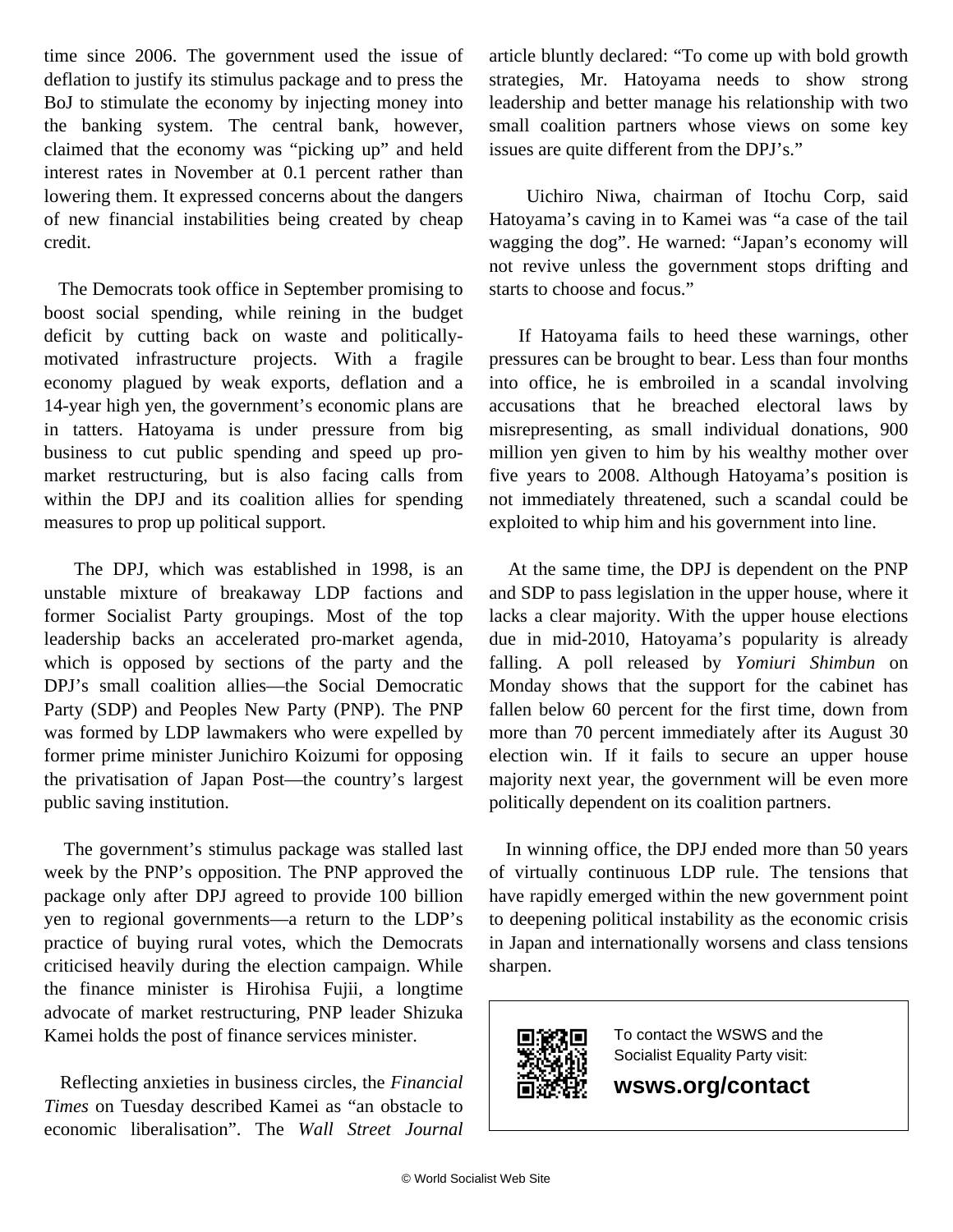time since 2006. The government used the issue of deflation to justify its stimulus package and to press the BoJ to stimulate the economy by injecting money into the banking system. The central bank, however, claimed that the economy was "picking up" and held interest rates in November at 0.1 percent rather than lowering them. It expressed concerns about the dangers of new financial instabilities being created by cheap credit.

The Democrats took office in September promising to boost social spending, while reining in the budget deficit by cutting back on waste and politically-motivated infrastructure projects. With a fragile economy plagued by weak exports, deflation and a 14-year high yen, the government's economic plans are in tatters. Hatoyama is under pressure from big business to cut public spending and speed up pro-market restructuring, but is also facing calls from within the DPJ and its coalition allies for spending measures to prop up political support.

The DPJ, which was established in 1998, is an unstable mixture of breakaway LDP factions and former Socialist Party groupings. Most of the top leadership backs an accelerated pro-market agenda, which is opposed by sections of the party and the DPJ's small coalition allies—the Social Democratic Party (SDP) and Peoples New Party (PNP). The PNP was formed by LDP lawmakers who were expelled by former prime minister Junichiro Koizumi for opposing the privatisation of Japan Post—the country's largest public saving institution.

The government's stimulus package was stalled last week by the PNP's opposition. The PNP approved the package only after DPJ agreed to provide 100 billion yen to regional governments—a return to the LDP's practice of buying rural votes, which the Democrats criticised heavily during the election campaign. While the finance minister is Hirohisa Fujii, a longtime advocate of market restructuring, PNP leader Shizuka Kamei holds the post of finance services minister.

Reflecting anxieties in business circles, the *Financial Times* on Tuesday described Kamei as "an obstacle to economic liberalisation". The *Wall Street Journal* article bluntly declared: "To come up with bold growth strategies, Mr. Hatoyama needs to show strong leadership and better manage his relationship with two small coalition partners whose views on some key issues are quite different from the DPJ's."

Uichiro Niwa, chairman of Itochu Corp, said Hatoyama's caving in to Kamei was "a case of the tail wagging the dog". He warned: "Japan's economy will not revive unless the government stops drifting and starts to choose and focus."

If Hatoyama fails to heed these warnings, other pressures can be brought to bear. Less than four months into office, he is embroiled in a scandal involving accusations that he breached electoral laws by misrepresenting, as small individual donations, 900 million yen given to him by his wealthy mother over five years to 2008. Although Hatoyama's position is not immediately threatened, such a scandal could be exploited to whip him and his government into line.

At the same time, the DPJ is dependent on the PNP and SDP to pass legislation in the upper house, where it lacks a clear majority. With the upper house elections due in mid-2010, Hatoyama's popularity is already falling. A poll released by *Yomiuri Shimbun* on Monday shows that the support for the cabinet has fallen below 60 percent for the first time, down from more than 70 percent immediately after its August 30 election win. If it fails to secure an upper house majority next year, the government will be even more politically dependent on its coalition partners.

In winning office, the DPJ ended more than 50 years of virtually continuous LDP rule. The tensions that have rapidly emerged within the new government point to deepening political instability as the economic crisis in Japan and internationally worsens and class tensions sharpen.

To contact the WSWS and the Socialist Equality Party visit:

**wsws.org/contact**